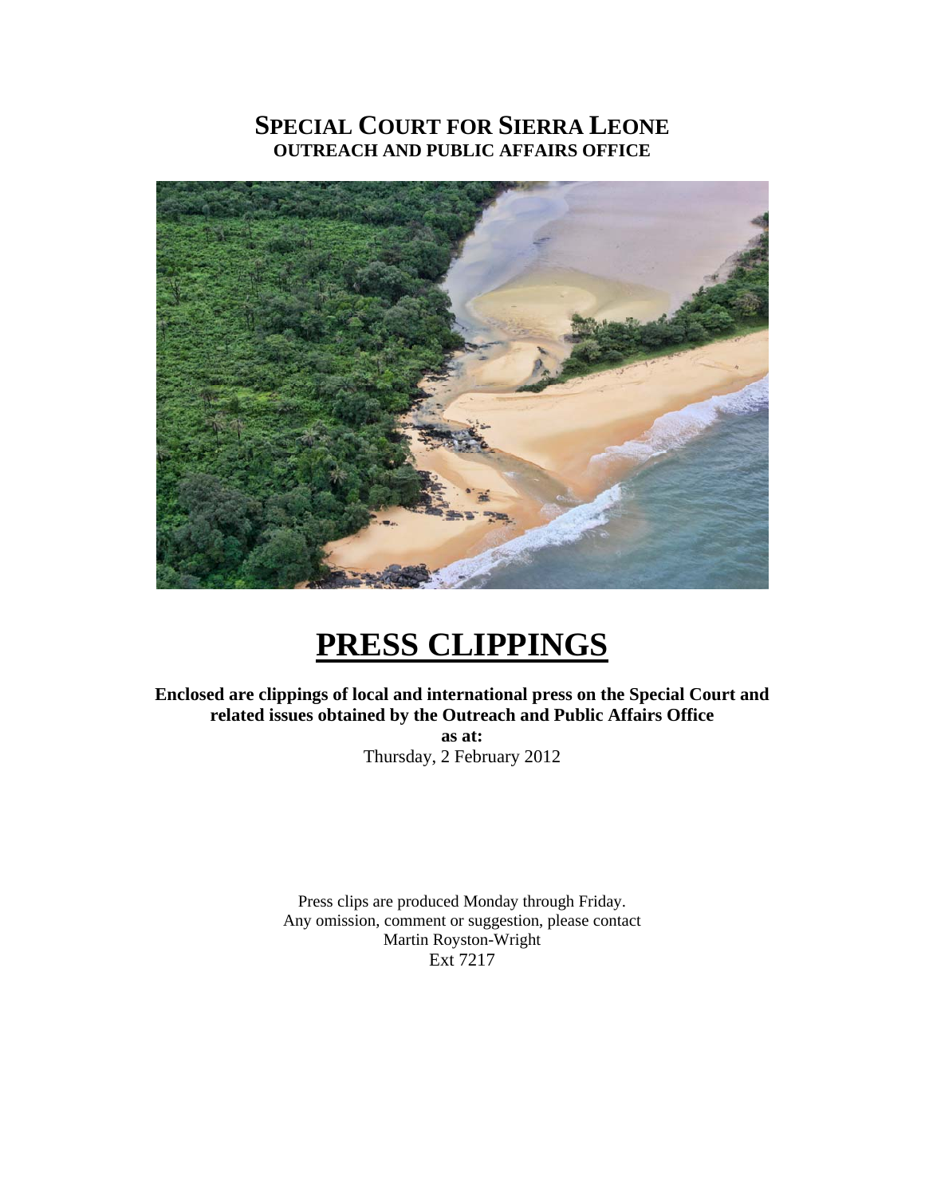# SPECIAL COURT FOR SIERRA LEONE
## OUTREACH AND PUBLIC AFFAIRS OFFICE

# PRESS CLIPPINGS

**Enclosed are clippings of local and international press on the Special Court and related issues obtained by the Outreach and Public Affairs Office**

**as at:**

Thursday, 2 February 2012

Press clips are produced Monday through Friday.
Any omission, comment or suggestion, please contact
Martin Royston-Wright
Ext 7217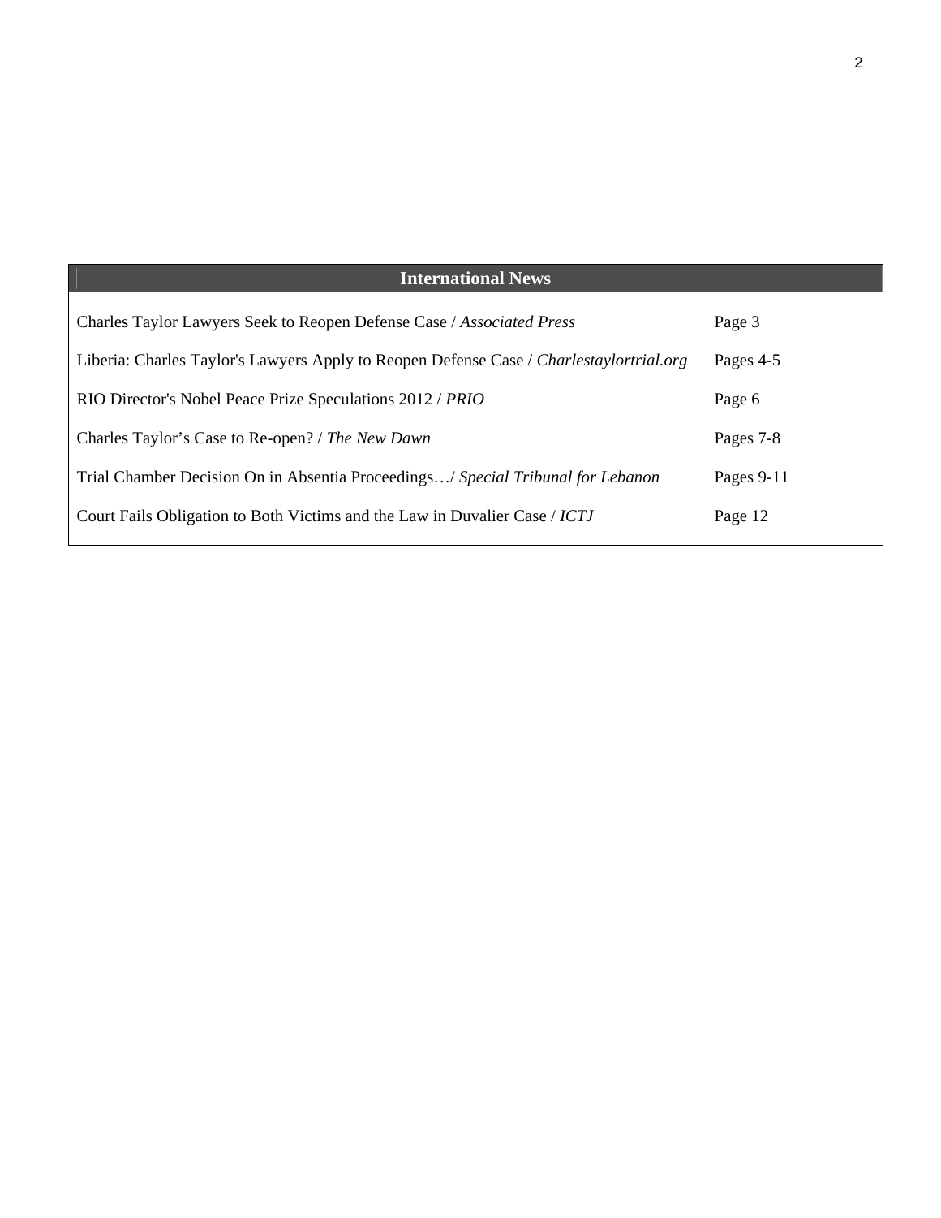| International News | |
|---|---|
| Charles Taylor Lawyers Seek to Reopen Defense Case / *Associated Press* | Page 3 |
| Liberia: Charles Taylor's Lawyers Apply to Reopen Defense Case / *Charlestaylortrial.org* | Pages 4-5 |
| RIO Director's Nobel Peace Prize Speculations 2012 / *PRIO* | Page 6 |
| Charles Taylor's Case to Re-open? / *The New Dawn* | Pages 7-8 |
| Trial Chamber Decision On in Absentia Proceedings…/ *Special Tribunal for Lebanon* | Pages 9-11 |
| Court Fails Obligation to Both Victims and the Law in Duvalier Case / *ICTJ* | Page 12 |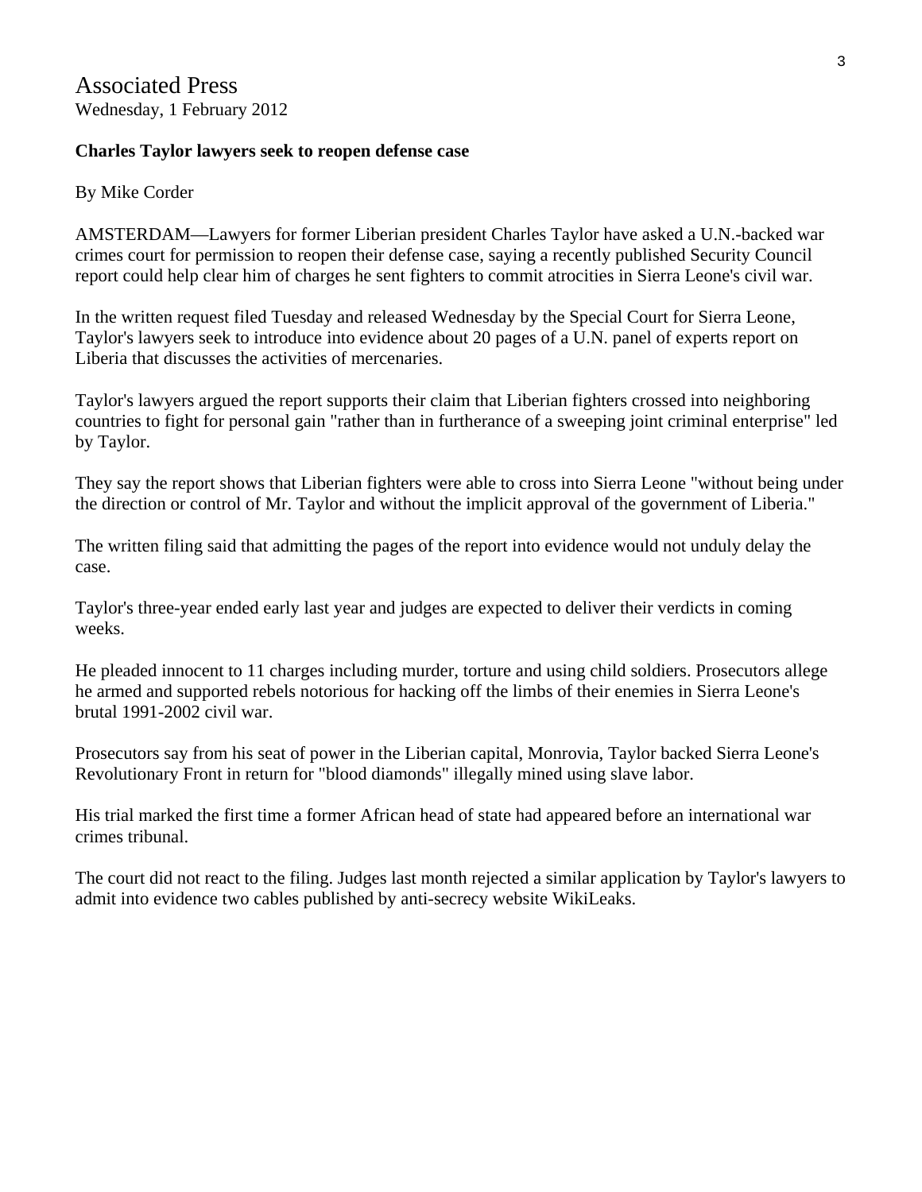# Associated Press

Wednesday, 1 February 2012

**Charles Taylor lawyers seek to reopen defense case**

By Mike Corder

AMSTERDAM—Lawyers for former Liberian president Charles Taylor have asked a U.N.-backed war crimes court for permission to reopen their defense case, saying a recently published Security Council report could help clear him of charges he sent fighters to commit atrocities in Sierra Leone's civil war.

In the written request filed Tuesday and released Wednesday by the Special Court for Sierra Leone, Taylor's lawyers seek to introduce into evidence about 20 pages of a U.N. panel of experts report on Liberia that discusses the activities of mercenaries.

Taylor's lawyers argued the report supports their claim that Liberian fighters crossed into neighboring countries to fight for personal gain "rather than in furtherance of a sweeping joint criminal enterprise" led by Taylor.

They say the report shows that Liberian fighters were able to cross into Sierra Leone "without being under the direction or control of Mr. Taylor and without the implicit approval of the government of Liberia."

The written filing said that admitting the pages of the report into evidence would not unduly delay the case.

Taylor's three-year ended early last year and judges are expected to deliver their verdicts in coming weeks.

He pleaded innocent to 11 charges including murder, torture and using child soldiers. Prosecutors allege he armed and supported rebels notorious for hacking off the limbs of their enemies in Sierra Leone's brutal 1991-2002 civil war.

Prosecutors say from his seat of power in the Liberian capital, Monrovia, Taylor backed Sierra Leone's Revolutionary Front in return for "blood diamonds" illegally mined using slave labor.

His trial marked the first time a former African head of state had appeared before an international war crimes tribunal.

The court did not react to the filing. Judges last month rejected a similar application by Taylor's lawyers to admit into evidence two cables published by anti-secrecy website WikiLeaks.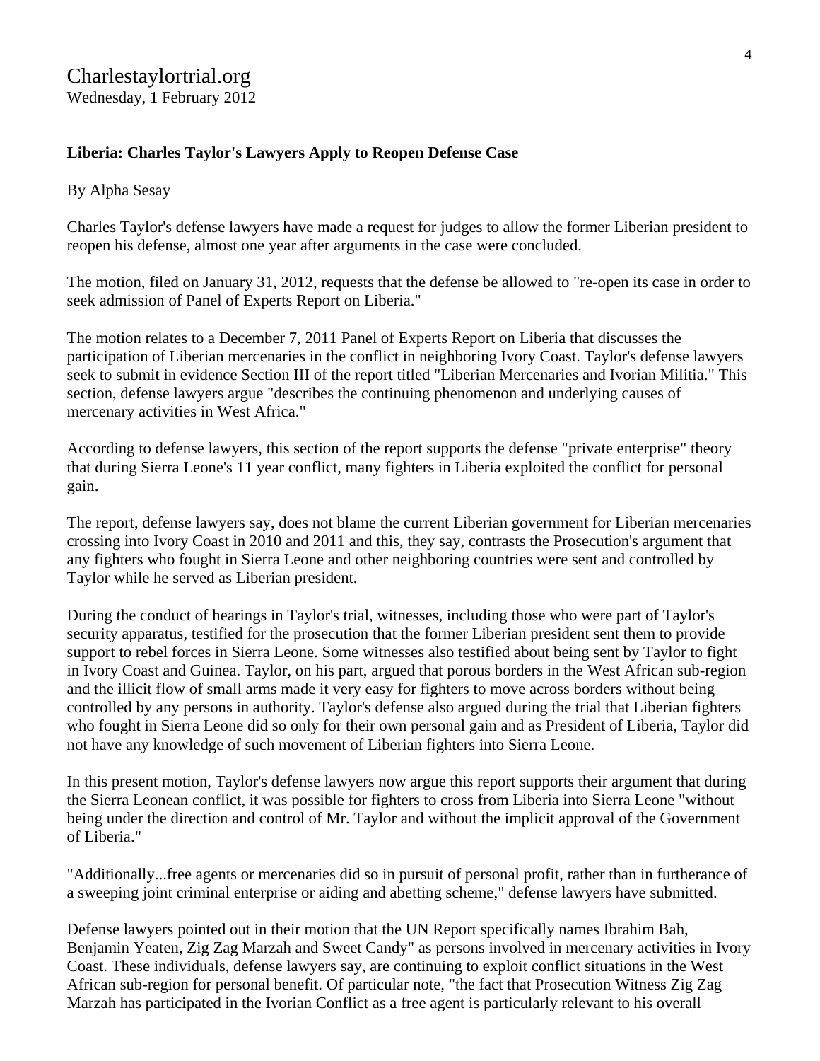Charlestaylortrial.org
Wednesday, 1 February 2012

**Liberia: Charles Taylor's Lawyers Apply to Reopen Defense Case**

By Alpha Sesay

Charles Taylor's defense lawyers have made a request for judges to allow the former Liberian president to reopen his defense, almost one year after arguments in the case were concluded.

The motion, filed on January 31, 2012, requests that the defense be allowed to "re-open its case in order to seek admission of Panel of Experts Report on Liberia."

The motion relates to a December 7, 2011 Panel of Experts Report on Liberia that discusses the participation of Liberian mercenaries in the conflict in neighboring Ivory Coast. Taylor's defense lawyers seek to submit in evidence Section III of the report titled "Liberian Mercenaries and Ivorian Militia." This section, defense lawyers argue "describes the continuing phenomenon and underlying causes of mercenary activities in West Africa."

According to defense lawyers, this section of the report supports the defense "private enterprise" theory that during Sierra Leone's 11 year conflict, many fighters in Liberia exploited the conflict for personal gain.

The report, defense lawyers say, does not blame the current Liberian government for Liberian mercenaries crossing into Ivory Coast in 2010 and 2011 and this, they say, contrasts the Prosecution's argument that any fighters who fought in Sierra Leone and other neighboring countries were sent and controlled by Taylor while he served as Liberian president.

During the conduct of hearings in Taylor's trial, witnesses, including those who were part of Taylor's security apparatus, testified for the prosecution that the former Liberian president sent them to provide support to rebel forces in Sierra Leone. Some witnesses also testified about being sent by Taylor to fight in Ivory Coast and Guinea. Taylor, on his part, argued that porous borders in the West African sub-region and the illicit flow of small arms made it very easy for fighters to move across borders without being controlled by any persons in authority. Taylor's defense also argued during the trial that Liberian fighters who fought in Sierra Leone did so only for their own personal gain and as President of Liberia, Taylor did not have any knowledge of such movement of Liberian fighters into Sierra Leone.

In this present motion, Taylor's defense lawyers now argue this report supports their argument that during the Sierra Leonean conflict, it was possible for fighters to cross from Liberia into Sierra Leone "without being under the direction and control of Mr. Taylor and without the implicit approval of the Government of Liberia."

"Additionally...free agents or mercenaries did so in pursuit of personal profit, rather than in furtherance of a sweeping joint criminal enterprise or aiding and abetting scheme," defense lawyers have submitted.

Defense lawyers pointed out in their motion that the UN Report specifically names Ibrahim Bah, Benjamin Yeaten, Zig Zag Marzah and Sweet Candy" as persons involved in mercenary activities in Ivory Coast. These individuals, defense lawyers say, are continuing to exploit conflict situations in the West African sub-region for personal benefit. Of particular note, "the fact that Prosecution Witness Zig Zag Marzah has participated in the Ivorian Conflict as a free agent is particularly relevant to his overall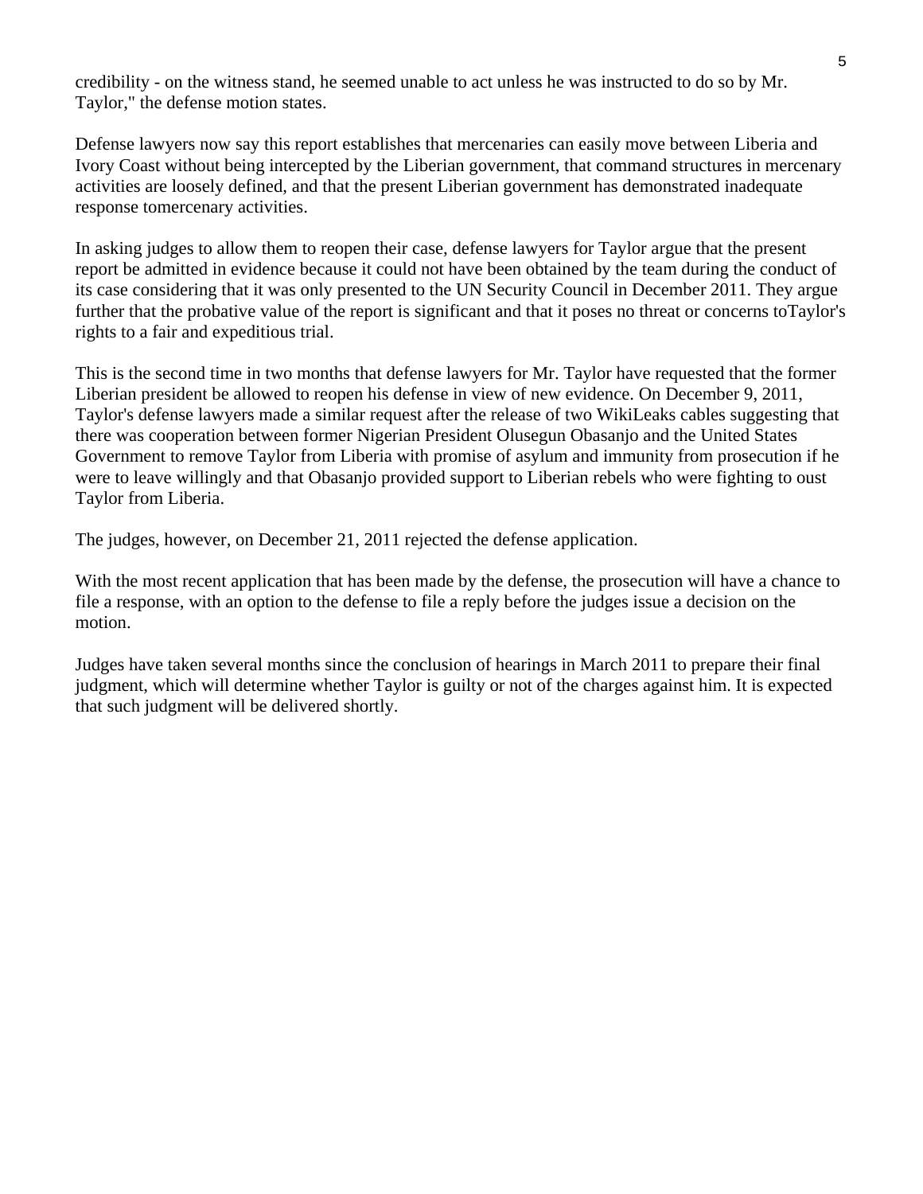credibility - on the witness stand, he seemed unable to act unless he was instructed to do so by Mr. Taylor," the defense motion states.

Defense lawyers now say this report establishes that mercenaries can easily move between Liberia and Ivory Coast without being intercepted by the Liberian government, that command structures in mercenary activities are loosely defined, and that the present Liberian government has demonstrated inadequate response tomercenary activities.

In asking judges to allow them to reopen their case, defense lawyers for Taylor argue that the present report be admitted in evidence because it could not have been obtained by the team during the conduct of its case considering that it was only presented to the UN Security Council in December 2011. They argue further that the probative value of the report is significant and that it poses no threat or concerns toTaylor's rights to a fair and expeditious trial.

This is the second time in two months that defense lawyers for Mr. Taylor have requested that the former Liberian president be allowed to reopen his defense in view of new evidence. On December 9, 2011, Taylor's defense lawyers made a similar request after the release of two WikiLeaks cables suggesting that there was cooperation between former Nigerian President Olusegun Obasanjo and the United States Government to remove Taylor from Liberia with promise of asylum and immunity from prosecution if he were to leave willingly and that Obasanjo provided support to Liberian rebels who were fighting to oust Taylor from Liberia.

The judges, however, on December 21, 2011 rejected the defense application.

With the most recent application that has been made by the defense, the prosecution will have a chance to file a response, with an option to the defense to file a reply before the judges issue a decision on the motion.

Judges have taken several months since the conclusion of hearings in March 2011 to prepare their final judgment, which will determine whether Taylor is guilty or not of the charges against him. It is expected that such judgment will be delivered shortly.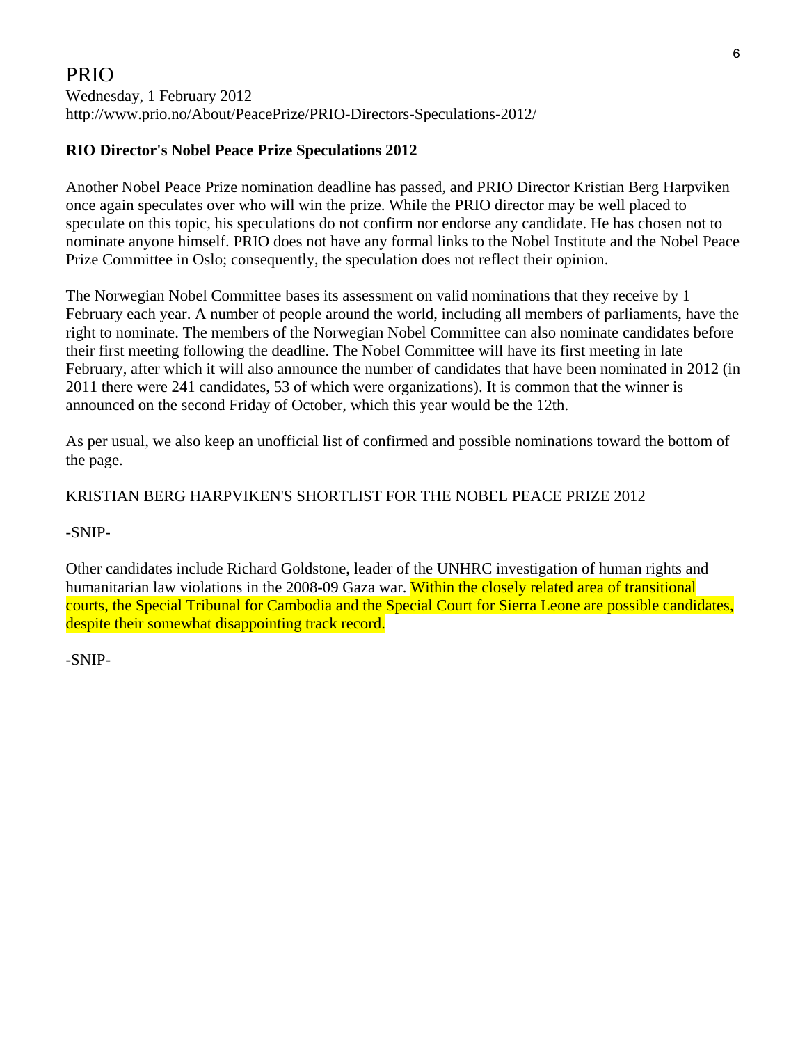# PRIO

Wednesday, 1 February 2012
http://www.prio.no/About/PeacePrize/PRIO-Directors-Speculations-2012/

**RIO Director's Nobel Peace Prize Speculations 2012**

Another Nobel Peace Prize nomination deadline has passed, and PRIO Director Kristian Berg Harpviken once again speculates over who will win the prize. While the PRIO director may be well placed to speculate on this topic, his speculations do not confirm nor endorse any candidate. He has chosen not to nominate anyone himself. PRIO does not have any formal links to the Nobel Institute and the Nobel Peace Prize Committee in Oslo; consequently, the speculation does not reflect their opinion.

The Norwegian Nobel Committee bases its assessment on valid nominations that they receive by 1 February each year. A number of people around the world, including all members of parliaments, have the right to nominate. The members of the Norwegian Nobel Committee can also nominate candidates before their first meeting following the deadline. The Nobel Committee will have its first meeting in late February, after which it will also announce the number of candidates that have been nominated in 2012 (in 2011 there were 241 candidates, 53 of which were organizations). It is common that the winner is announced on the second Friday of October, which this year would be the 12th.

As per usual, we also keep an unofficial list of confirmed and possible nominations toward the bottom of the page.

KRISTIAN BERG HARPVIKEN'S SHORTLIST FOR THE NOBEL PEACE PRIZE 2012

-SNIP-

Other candidates include Richard Goldstone, leader of the UNHRC investigation of human rights and humanitarian law violations in the 2008-09 Gaza war. Within the closely related area of transitional courts, the Special Tribunal for Cambodia and the Special Court for Sierra Leone are possible candidates, despite their somewhat disappointing track record.

-SNIP-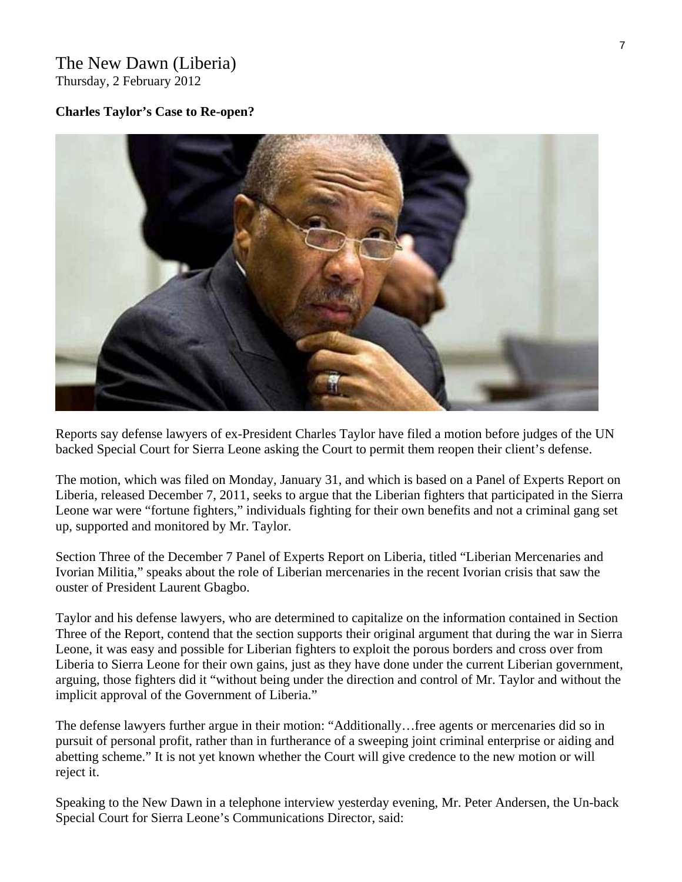The New Dawn (Liberia)
Thursday, 2 February 2012

**Charles Taylor's Case to Re-open?**

Reports say defense lawyers of ex-President Charles Taylor have filed a motion before judges of the UN backed Special Court for Sierra Leone asking the Court to permit them reopen their client's defense.

The motion, which was filed on Monday, January 31, and which is based on a Panel of Experts Report on Liberia, released December 7, 2011, seeks to argue that the Liberian fighters that participated in the Sierra Leone war were "fortune fighters," individuals fighting for their own benefits and not a criminal gang set up, supported and monitored by Mr. Taylor.

Section Three of the December 7 Panel of Experts Report on Liberia, titled "Liberian Mercenaries and Ivorian Militia," speaks about the role of Liberian mercenaries in the recent Ivorian crisis that saw the ouster of President Laurent Gbagbo.

Taylor and his defense lawyers, who are determined to capitalize on the information contained in Section Three of the Report, contend that the section supports their original argument that during the war in Sierra Leone, it was easy and possible for Liberian fighters to exploit the porous borders and cross over from Liberia to Sierra Leone for their own gains, just as they have done under the current Liberian government, arguing, those fighters did it "without being under the direction and control of Mr. Taylor and without the implicit approval of the Government of Liberia."

The defense lawyers further argue in their motion: "Additionally…free agents or mercenaries did so in pursuit of personal profit, rather than in furtherance of a sweeping joint criminal enterprise or aiding and abetting scheme." It is not yet known whether the Court will give credence to the new motion or will reject it.

Speaking to the New Dawn in a telephone interview yesterday evening, Mr. Peter Andersen, the Un-back Special Court for Sierra Leone's Communications Director, said: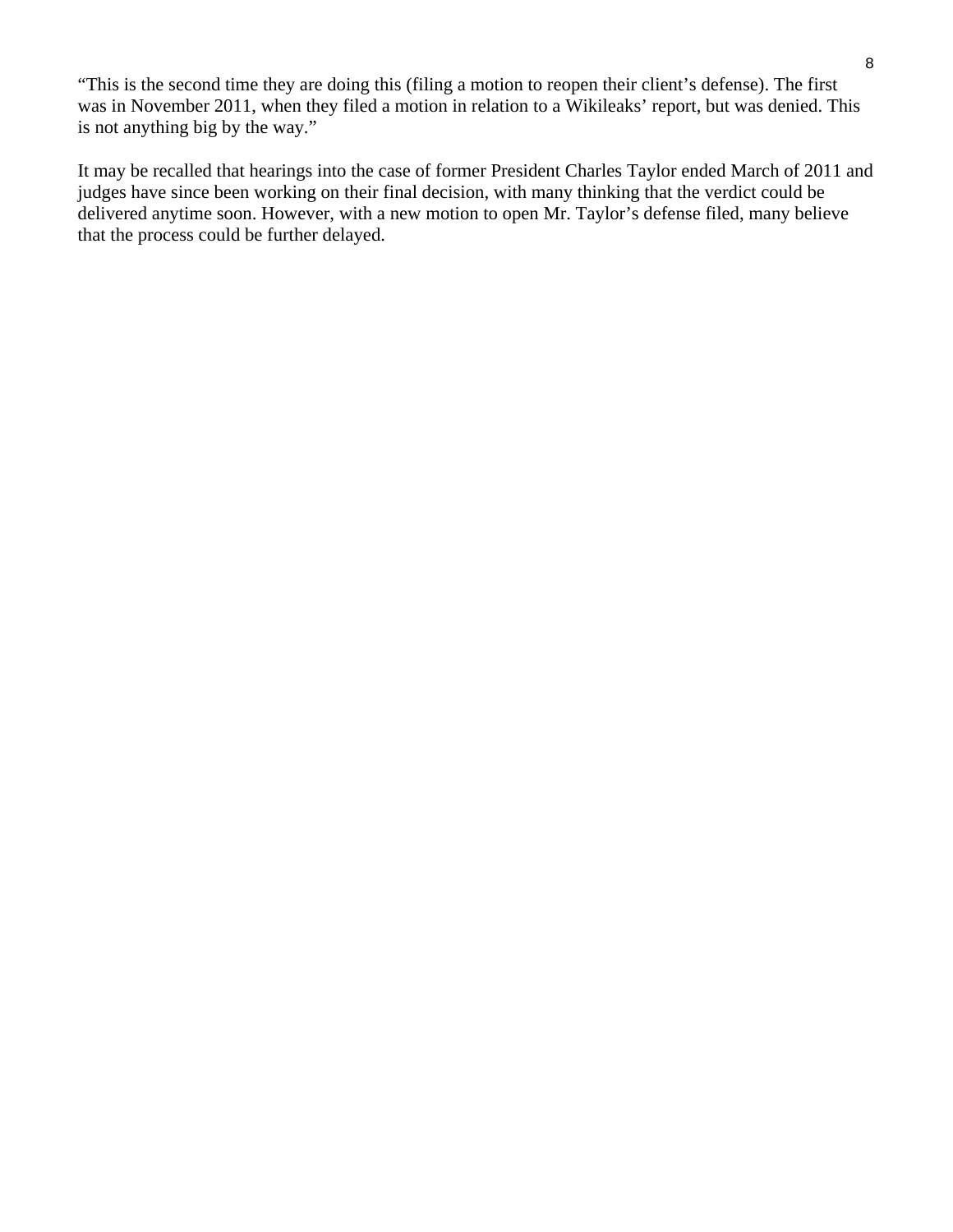"This is the second time they are doing this (filing a motion to reopen their client's defense). The first was in November 2011, when they filed a motion in relation to a Wikileaks' report, but was denied. This is not anything big by the way."

It may be recalled that hearings into the case of former President Charles Taylor ended March of 2011 and judges have since been working on their final decision, with many thinking that the verdict could be delivered anytime soon. However, with a new motion to open Mr. Taylor's defense filed, many believe that the process could be further delayed.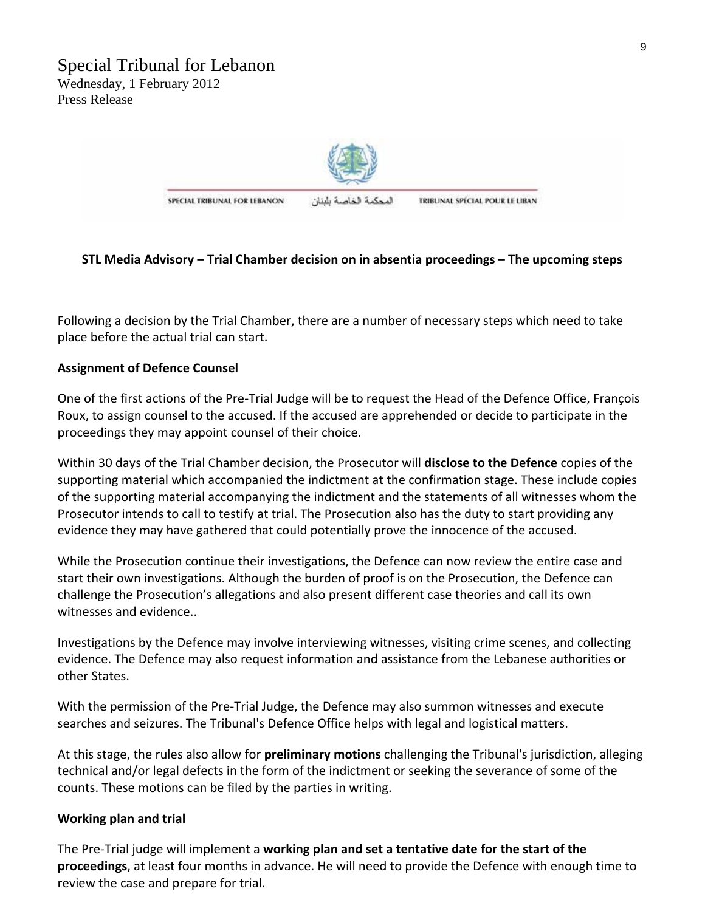# Special Tribunal for Lebanon

Wednesday, 1 February 2012

Press Release

SPECIAL TRIBUNAL FOR LEBANON المحكمة الخاصة بلبنان TRIBUNAL SPÉCIAL POUR LE LIBAN

**STL Media Advisory – Trial Chamber decision on in absentia proceedings – The upcoming steps**

Following a decision by the Trial Chamber, there are a number of necessary steps which need to take place before the actual trial can start.

**Assignment of Defence Counsel**

One of the first actions of the Pre-Trial Judge will be to request the Head of the Defence Office, François Roux, to assign counsel to the accused. If the accused are apprehended or decide to participate in the proceedings they may appoint counsel of their choice.

Within 30 days of the Trial Chamber decision, the Prosecutor will **disclose to the Defence** copies of the supporting material which accompanied the indictment at the confirmation stage. These include copies of the supporting material accompanying the indictment and the statements of all witnesses whom the Prosecutor intends to call to testify at trial. The Prosecution also has the duty to start providing any evidence they may have gathered that could potentially prove the innocence of the accused.

While the Prosecution continue their investigations, the Defence can now review the entire case and start their own investigations. Although the burden of proof is on the Prosecution, the Defence can challenge the Prosecution's allegations and also present different case theories and call its own witnesses and evidence..

Investigations by the Defence may involve interviewing witnesses, visiting crime scenes, and collecting evidence. The Defence may also request information and assistance from the Lebanese authorities or other States.

With the permission of the Pre-Trial Judge, the Defence may also summon witnesses and execute searches and seizures. The Tribunal's Defence Office helps with legal and logistical matters.

At this stage, the rules also allow for **preliminary motions** challenging the Tribunal's jurisdiction, alleging technical and/or legal defects in the form of the indictment or seeking the severance of some of the counts. These motions can be filed by the parties in writing.

**Working plan and trial**

The Pre-Trial judge will implement a **working plan and set a tentative date for the start of the proceedings**, at least four months in advance. He will need to provide the Defence with enough time to review the case and prepare for trial.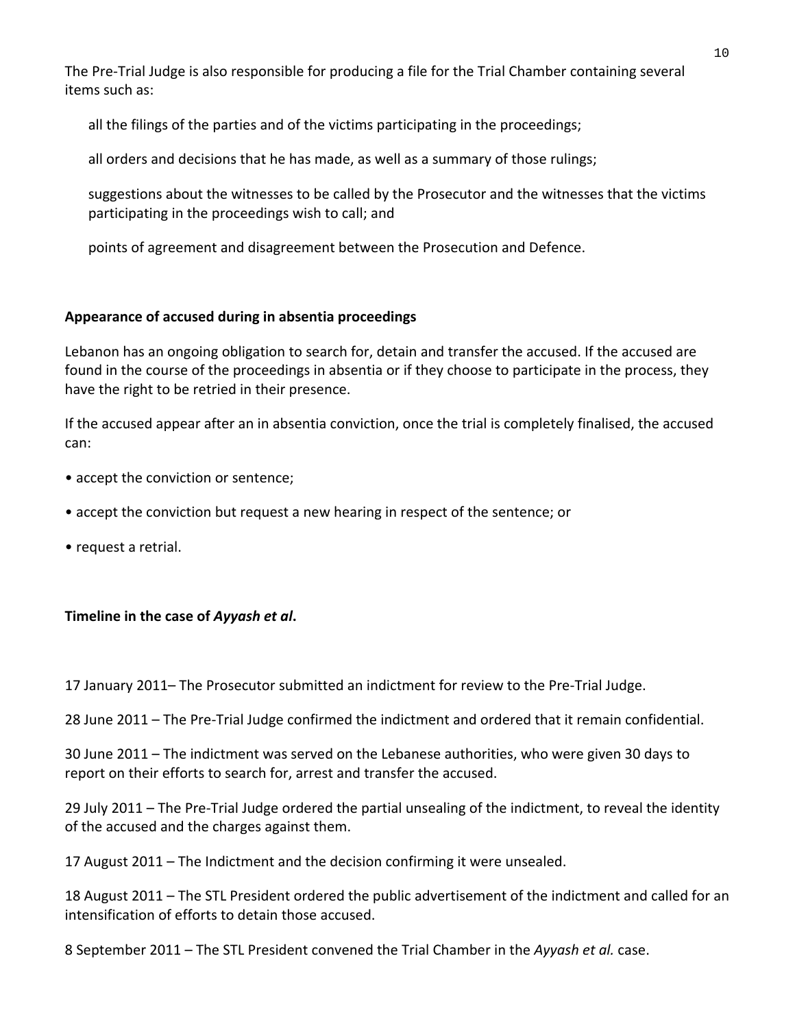The Pre-Trial Judge is also responsible for producing a file for the Trial Chamber containing several items such as:

all the filings of the parties and of the victims participating in the proceedings;

all orders and decisions that he has made, as well as a summary of those rulings;

suggestions about the witnesses to be called by the Prosecutor and the witnesses that the victims participating in the proceedings wish to call; and

points of agreement and disagreement between the Prosecution and Defence.

**Appearance of accused during in absentia proceedings**

Lebanon has an ongoing obligation to search for, detain and transfer the accused. If the accused are found in the course of the proceedings in absentia or if they choose to participate in the process, they have the right to be retried in their presence.

If the accused appear after an in absentia conviction, once the trial is completely finalised, the accused can:

- accept the conviction or sentence;
- accept the conviction but request a new hearing in respect of the sentence; or
- request a retrial.

**Timeline in the case of *Ayyash et al*.**

17 January 2011– The Prosecutor submitted an indictment for review to the Pre-Trial Judge.

28 June 2011 – The Pre-Trial Judge confirmed the indictment and ordered that it remain confidential.

30 June 2011 – The indictment was served on the Lebanese authorities, who were given 30 days to report on their efforts to search for, arrest and transfer the accused.

29 July 2011 – The Pre-Trial Judge ordered the partial unsealing of the indictment, to reveal the identity of the accused and the charges against them.

17 August 2011 – The Indictment and the decision confirming it were unsealed.

18 August 2011 – The STL President ordered the public advertisement of the indictment and called for an intensification of efforts to detain those accused.

8 September 2011 – The STL President convened the Trial Chamber in the *Ayyash et al.* case.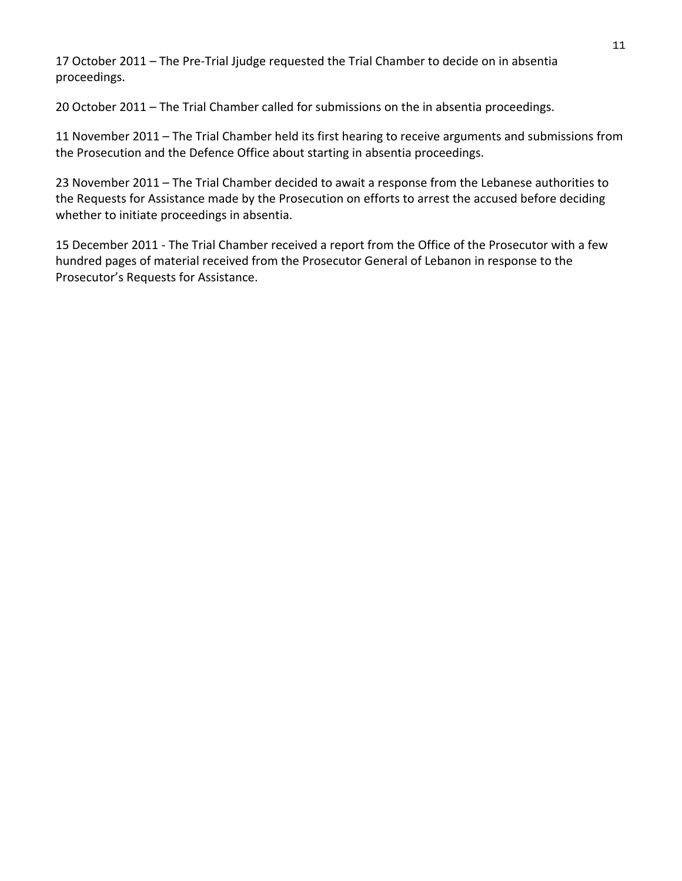17 October 2011 – The Pre-Trial Jjudge requested the Trial Chamber to decide on in absentia proceedings.

20 October 2011 – The Trial Chamber called for submissions on the in absentia proceedings.

11 November 2011 – The Trial Chamber held its first hearing to receive arguments and submissions from the Prosecution and the Defence Office about starting in absentia proceedings.

23 November 2011 – The Trial Chamber decided to await a response from the Lebanese authorities to the Requests for Assistance made by the Prosecution on efforts to arrest the accused before deciding whether to initiate proceedings in absentia.

15 December 2011 - The Trial Chamber received a report from the Office of the Prosecutor with a few hundred pages of material received from the Prosecutor General of Lebanon in response to the Prosecutor's Requests for Assistance.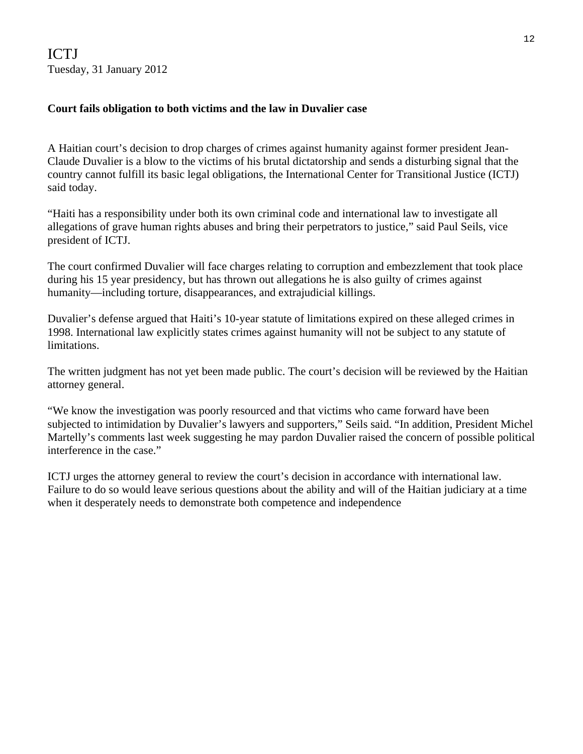ICTJ
Tuesday, 31 January 2012

**Court fails obligation to both victims and the law in Duvalier case**

A Haitian court's decision to drop charges of crimes against humanity against former president Jean-Claude Duvalier is a blow to the victims of his brutal dictatorship and sends a disturbing signal that the country cannot fulfill its basic legal obligations, the International Center for Transitional Justice (ICTJ) said today.

"Haiti has a responsibility under both its own criminal code and international law to investigate all allegations of grave human rights abuses and bring their perpetrators to justice," said Paul Seils, vice president of ICTJ.

The court confirmed Duvalier will face charges relating to corruption and embezzlement that took place during his 15 year presidency, but has thrown out allegations he is also guilty of crimes against humanity—including torture, disappearances, and extrajudicial killings.

Duvalier's defense argued that Haiti's 10-year statute of limitations expired on these alleged crimes in 1998. International law explicitly states crimes against humanity will not be subject to any statute of limitations.

The written judgment has not yet been made public. The court's decision will be reviewed by the Haitian attorney general.

"We know the investigation was poorly resourced and that victims who came forward have been subjected to intimidation by Duvalier's lawyers and supporters," Seils said. "In addition, President Michel Martelly's comments last week suggesting he may pardon Duvalier raised the concern of possible political interference in the case."

ICTJ urges the attorney general to review the court's decision in accordance with international law. Failure to do so would leave serious questions about the ability and will of the Haitian judiciary at a time when it desperately needs to demonstrate both competence and independence